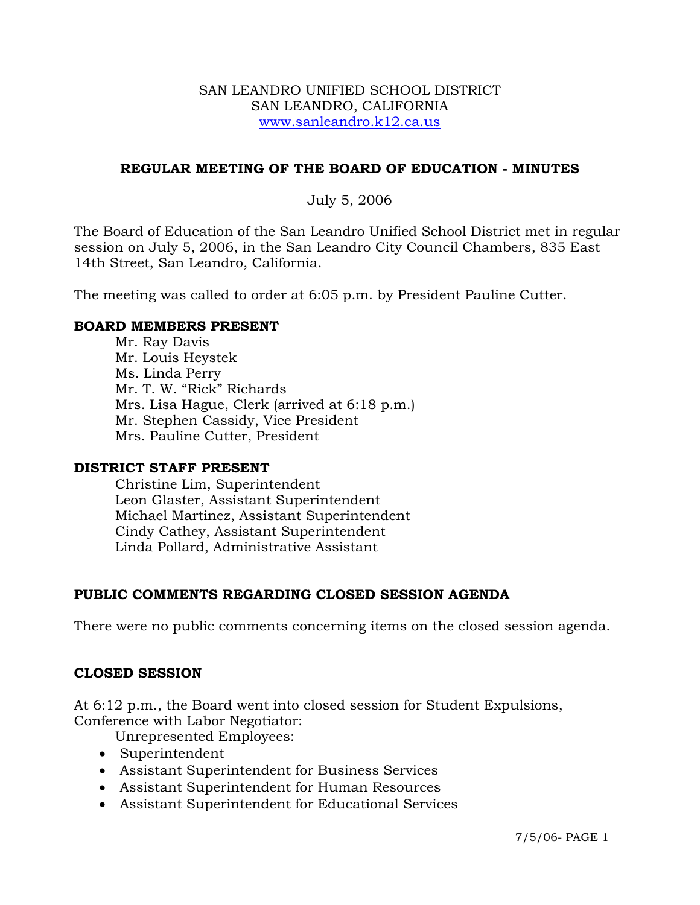SAN LEANDRO UNIFIED SCHOOL DISTRICT
SAN LEANDRO, CALIFORNIA
www.sanleandro.k12.ca.us

## REGULAR MEETING OF THE BOARD OF EDUCATION - MINUTES

July 5, 2006

The Board of Education of the San Leandro Unified School District met in regular session on July 5, 2006, in the San Leandro City Council Chambers, 835 East 14th Street, San Leandro, California.

The meeting was called to order at 6:05 p.m. by President Pauline Cutter.

### BOARD MEMBERS PRESENT

Mr. Ray Davis
Mr. Louis Heystek
Ms. Linda Perry
Mr. T. W. "Rick" Richards
Mrs. Lisa Hague, Clerk (arrived at 6:18 p.m.)
Mr. Stephen Cassidy, Vice President
Mrs. Pauline Cutter, President

### DISTRICT STAFF PRESENT

Christine Lim, Superintendent
Leon Glaster, Assistant Superintendent
Michael Martinez, Assistant Superintendent
Cindy Cathey, Assistant Superintendent
Linda Pollard, Administrative Assistant

### PUBLIC COMMENTS REGARDING CLOSED SESSION AGENDA

There were no public comments concerning items on the closed session agenda.

### CLOSED SESSION

At 6:12 p.m., the Board went into closed session for Student Expulsions, Conference with Labor Negotiator:

Unrepresented Employees:

- Superintendent
- Assistant Superintendent for Business Services
- Assistant Superintendent for Human Resources
- Assistant Superintendent for Educational Services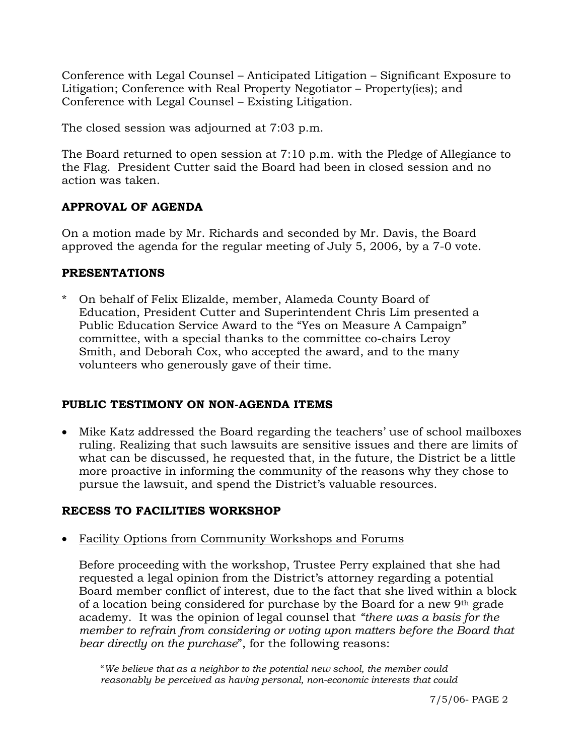Conference with Legal Counsel – Anticipated Litigation – Significant Exposure to Litigation; Conference with Real Property Negotiator – Property(ies); and Conference with Legal Counsel – Existing Litigation.

The closed session was adjourned at 7:03 p.m.

The Board returned to open session at 7:10 p.m. with the Pledge of Allegiance to the Flag. President Cutter said the Board had been in closed session and no action was taken.

## APPROVAL OF AGENDA

On a motion made by Mr. Richards and seconded by Mr. Davis, the Board approved the agenda for the regular meeting of July 5, 2006, by a 7-0 vote.

## PRESENTATIONS

* On behalf of Felix Elizalde, member, Alameda County Board of Education, President Cutter and Superintendent Chris Lim presented a Public Education Service Award to the "Yes on Measure A Campaign" committee, with a special thanks to the committee co-chairs Leroy Smith, and Deborah Cox, who accepted the award, and to the many volunteers who generously gave of their time.

## PUBLIC TESTIMONY ON NON-AGENDA ITEMS

- Mike Katz addressed the Board regarding the teachers' use of school mailboxes ruling. Realizing that such lawsuits are sensitive issues and there are limits of what can be discussed, he requested that, in the future, the District be a little more proactive in informing the community of the reasons why they chose to pursue the lawsuit, and spend the District's valuable resources.

## RECESS TO FACILITIES WORKSHOP

- Facility Options from Community Workshops and Forums

  Before proceeding with the workshop, Trustee Perry explained that she had requested a legal opinion from the District's attorney regarding a potential Board member conflict of interest, due to the fact that she lived within a block of a location being considered for purchase by the Board for a new 9th grade academy. It was the opinion of legal counsel that *"there was a basis for the member to refrain from considering or voting upon matters before the Board that bear directly on the purchase*", for the following reasons:

  "*We believe that as a neighbor to the potential new school, the member could reasonably be perceived as having personal, non-economic interests that could*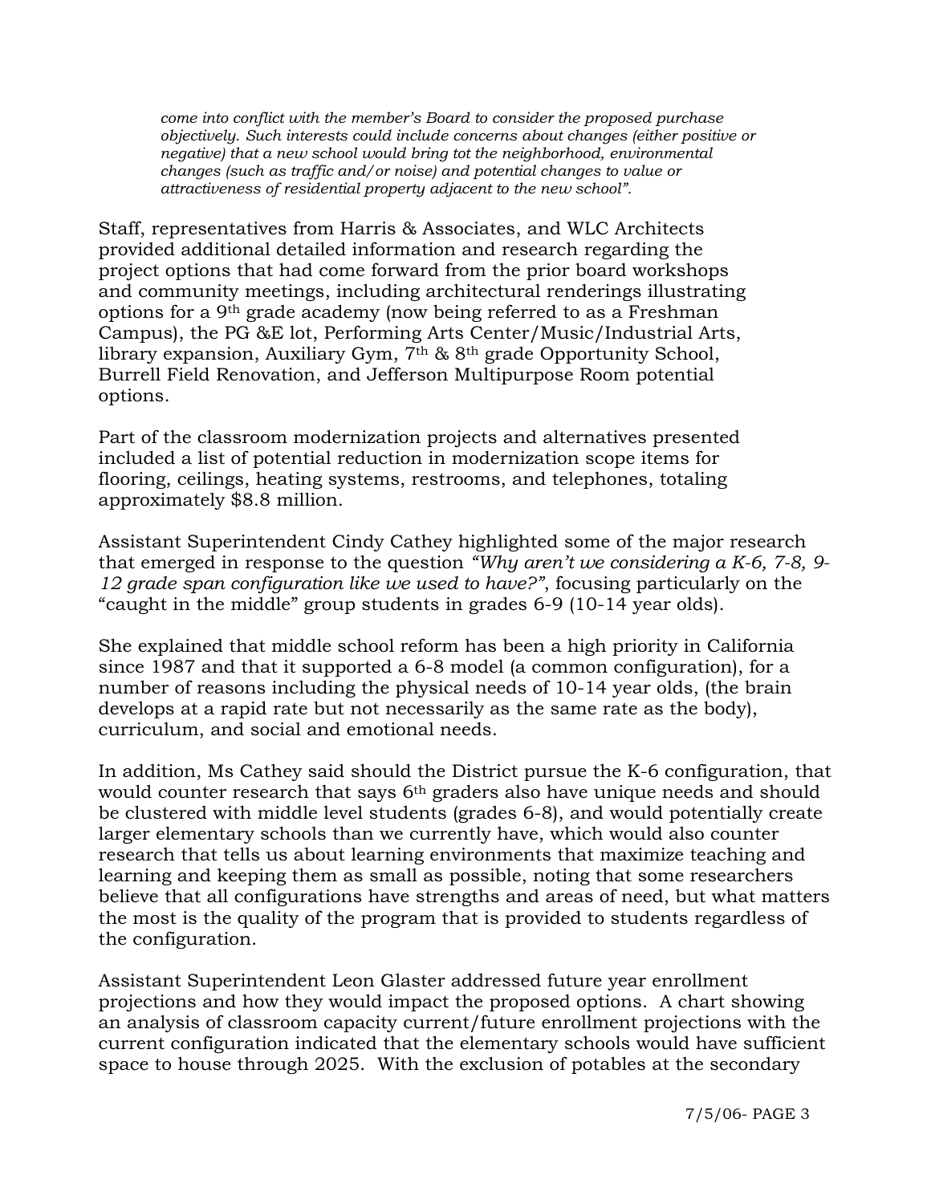*come into conflict with the member's Board to consider the proposed purchase objectively. Such interests could include concerns about changes (either positive or negative) that a new school would bring tot the neighborhood, environmental changes (such as traffic and/or noise) and potential changes to value or attractiveness of residential property adjacent to the new school".*

Staff, representatives from Harris & Associates, and WLC Architects provided additional detailed information and research regarding the project options that had come forward from the prior board workshops and community meetings, including architectural renderings illustrating options for a 9th grade academy (now being referred to as a Freshman Campus), the PG &E lot, Performing Arts Center/Music/Industrial Arts, library expansion, Auxiliary Gym, 7th & 8th grade Opportunity School, Burrell Field Renovation, and Jefferson Multipurpose Room potential options.

Part of the classroom modernization projects and alternatives presented included a list of potential reduction in modernization scope items for flooring, ceilings, heating systems, restrooms, and telephones, totaling approximately $8.8 million.

Assistant Superintendent Cindy Cathey highlighted some of the major research that emerged in response to the question *"Why aren't we considering a K-6, 7-8, 9-12 grade span configuration like we used to have?"*, focusing particularly on the "caught in the middle" group students in grades 6-9 (10-14 year olds).

She explained that middle school reform has been a high priority in California since 1987 and that it supported a 6-8 model (a common configuration), for a number of reasons including the physical needs of 10-14 year olds, (the brain develops at a rapid rate but not necessarily as the same rate as the body), curriculum, and social and emotional needs.

In addition, Ms Cathey said should the District pursue the K-6 configuration, that would counter research that says 6th graders also have unique needs and should be clustered with middle level students (grades 6-8), and would potentially create larger elementary schools than we currently have, which would also counter research that tells us about learning environments that maximize teaching and learning and keeping them as small as possible, noting that some researchers believe that all configurations have strengths and areas of need, but what matters the most is the quality of the program that is provided to students regardless of the configuration.

Assistant Superintendent Leon Glaster addressed future year enrollment projections and how they would impact the proposed options. A chart showing an analysis of classroom capacity current/future enrollment projections with the current configuration indicated that the elementary schools would have sufficient space to house through 2025. With the exclusion of potables at the secondary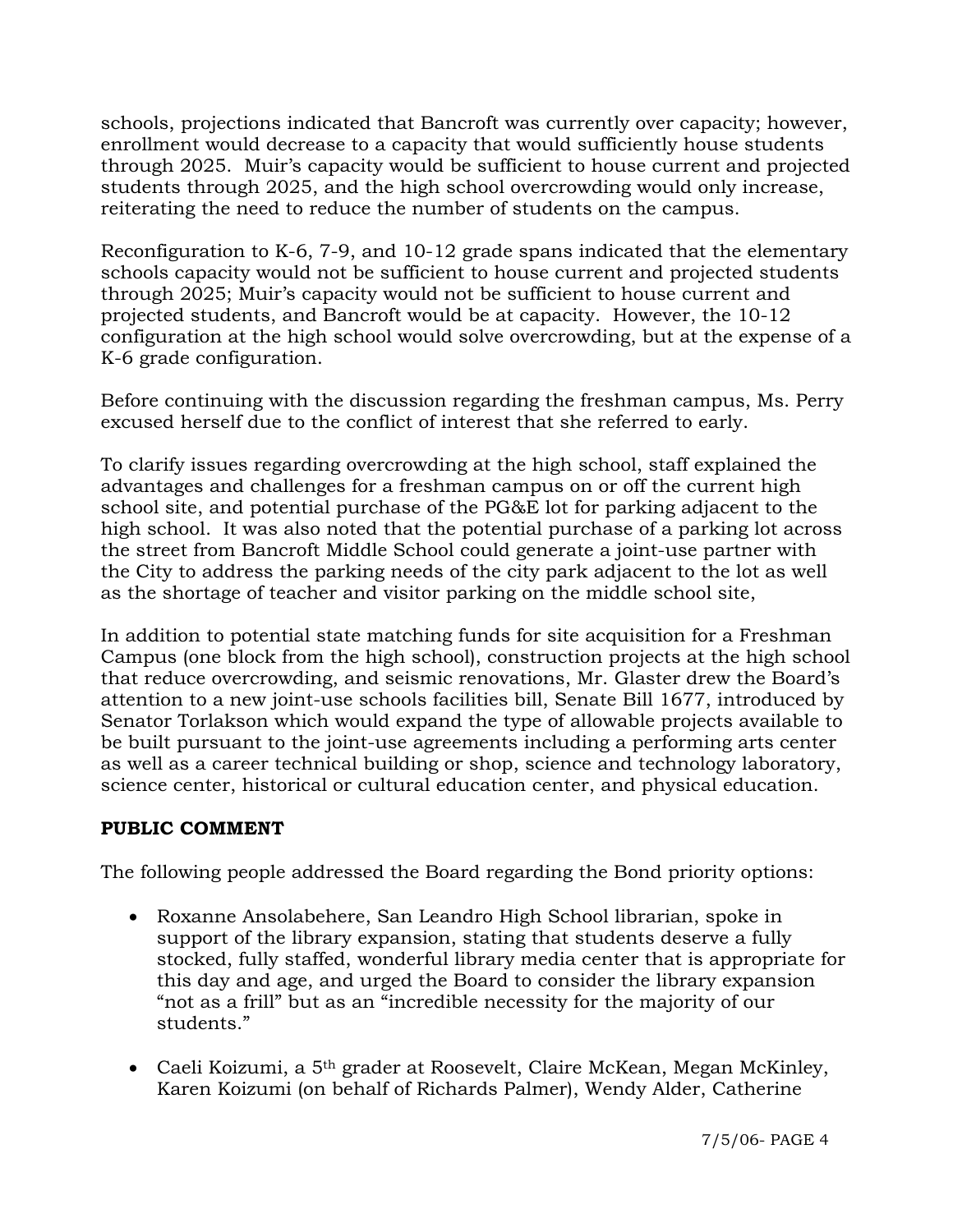schools, projections indicated that Bancroft was currently over capacity; however, enrollment would decrease to a capacity that would sufficiently house students through 2025. Muir's capacity would be sufficient to house current and projected students through 2025, and the high school overcrowding would only increase, reiterating the need to reduce the number of students on the campus.

Reconfiguration to K-6, 7-9, and 10-12 grade spans indicated that the elementary schools capacity would not be sufficient to house current and projected students through 2025; Muir's capacity would not be sufficient to house current and projected students, and Bancroft would be at capacity. However, the 10-12 configuration at the high school would solve overcrowding, but at the expense of a K-6 grade configuration.

Before continuing with the discussion regarding the freshman campus, Ms. Perry excused herself due to the conflict of interest that she referred to early.

To clarify issues regarding overcrowding at the high school, staff explained the advantages and challenges for a freshman campus on or off the current high school site, and potential purchase of the PG&E lot for parking adjacent to the high school. It was also noted that the potential purchase of a parking lot across the street from Bancroft Middle School could generate a joint-use partner with the City to address the parking needs of the city park adjacent to the lot as well as the shortage of teacher and visitor parking on the middle school site,

In addition to potential state matching funds for site acquisition for a Freshman Campus (one block from the high school), construction projects at the high school that reduce overcrowding, and seismic renovations, Mr. Glaster drew the Board's attention to a new joint-use schools facilities bill, Senate Bill 1677, introduced by Senator Torlakson which would expand the type of allowable projects available to be built pursuant to the joint-use agreements including a performing arts center as well as a career technical building or shop, science and technology laboratory, science center, historical or cultural education center, and physical education.

**PUBLIC COMMENT**

The following people addressed the Board regarding the Bond priority options:

- Roxanne Ansolabehere, San Leandro High School librarian, spoke in support of the library expansion, stating that students deserve a fully stocked, fully staffed, wonderful library media center that is appropriate for this day and age, and urged the Board to consider the library expansion "not as a frill" but as an "incredible necessity for the majority of our students."

- Caeli Koizumi, a 5th grader at Roosevelt, Claire McKean, Megan McKinley, Karen Koizumi (on behalf of Richards Palmer), Wendy Alder, Catherine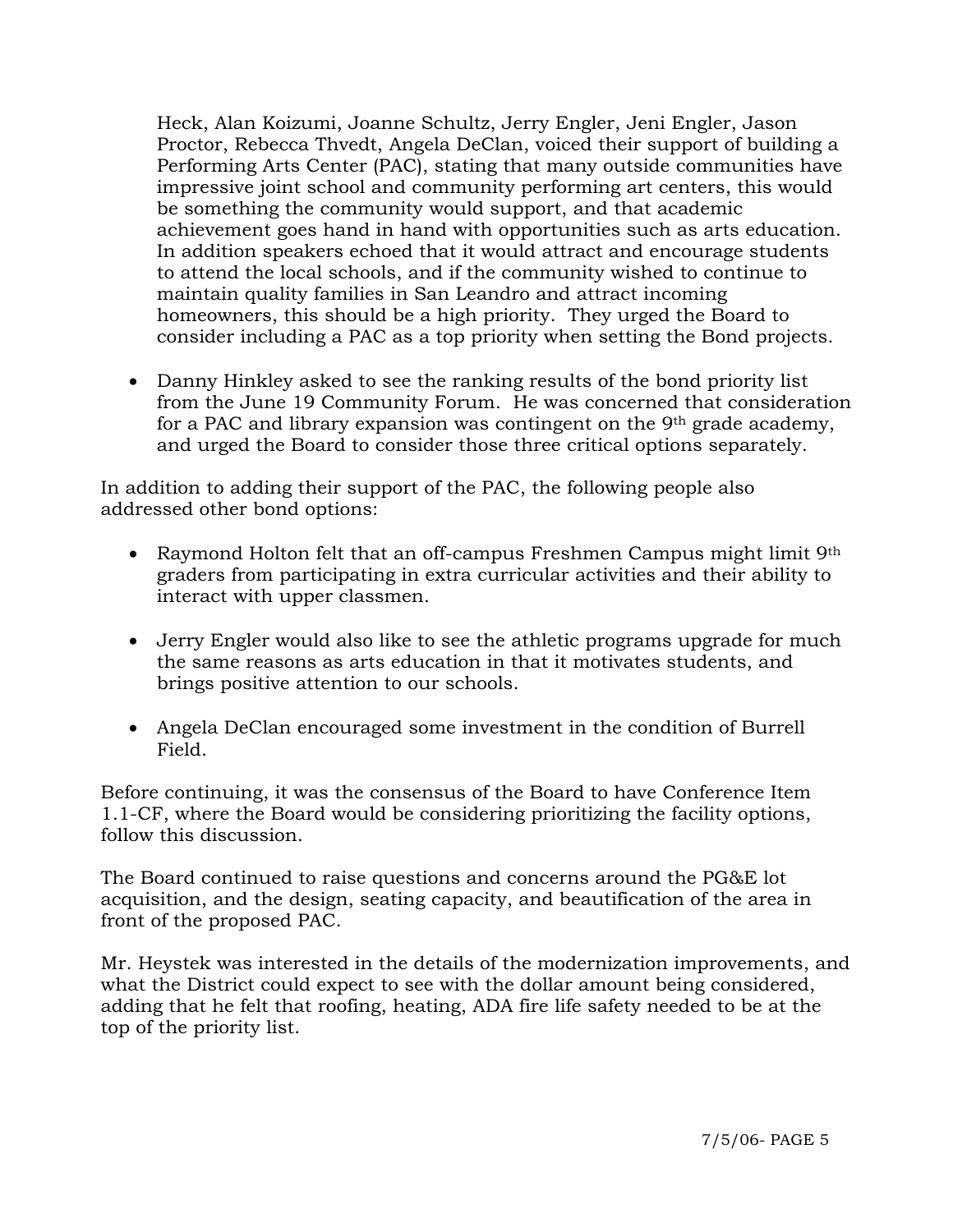Heck, Alan Koizumi, Joanne Schultz, Jerry Engler, Jeni Engler, Jason Proctor, Rebecca Thvedt, Angela DeClan, voiced their support of building a Performing Arts Center (PAC), stating that many outside communities have impressive joint school and community performing art centers, this would be something the community would support, and that academic achievement goes hand in hand with opportunities such as arts education. In addition speakers echoed that it would attract and encourage students to attend the local schools, and if the community wished to continue to maintain quality families in San Leandro and attract incoming homeowners, this should be a high priority. They urged the Board to consider including a PAC as a top priority when setting the Bond projects.

- Danny Hinkley asked to see the ranking results of the bond priority list from the June 19 Community Forum. He was concerned that consideration for a PAC and library expansion was contingent on the 9th grade academy, and urged the Board to consider those three critical options separately.

In addition to adding their support of the PAC, the following people also addressed other bond options:

- Raymond Holton felt that an off-campus Freshmen Campus might limit 9th graders from participating in extra curricular activities and their ability to interact with upper classmen.

- Jerry Engler would also like to see the athletic programs upgrade for much the same reasons as arts education in that it motivates students, and brings positive attention to our schools.

- Angela DeClan encouraged some investment in the condition of Burrell Field.

Before continuing, it was the consensus of the Board to have Conference Item 1.1-CF, where the Board would be considering prioritizing the facility options, follow this discussion.

The Board continued to raise questions and concerns around the PG&E lot acquisition, and the design, seating capacity, and beautification of the area in front of the proposed PAC.

Mr. Heystek was interested in the details of the modernization improvements, and what the District could expect to see with the dollar amount being considered, adding that he felt that roofing, heating, ADA fire life safety needed to be at the top of the priority list.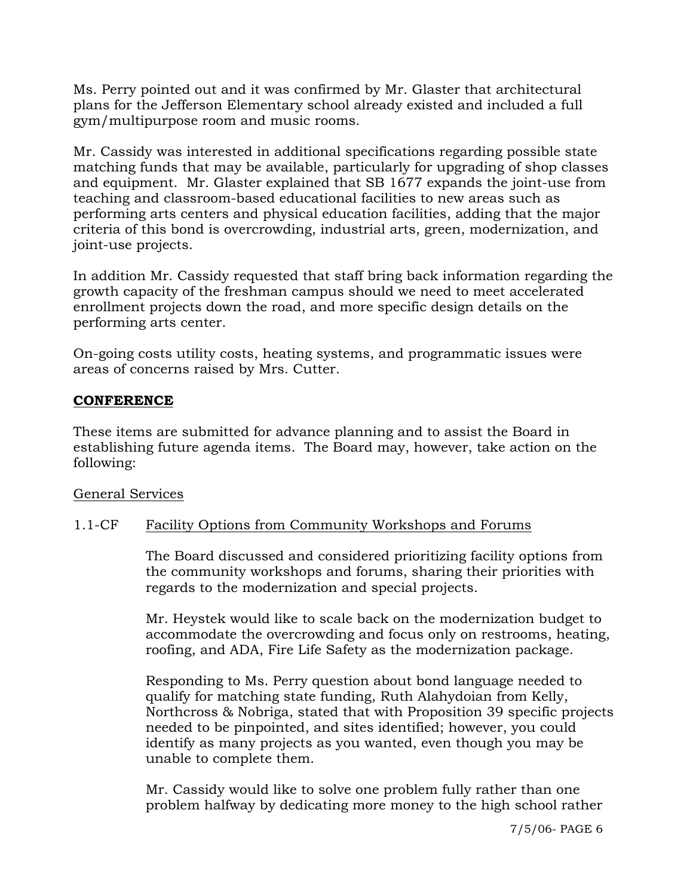Ms. Perry pointed out and it was confirmed by Mr. Glaster that architectural plans for the Jefferson Elementary school already existed and included a full gym/multipurpose room and music rooms.

Mr. Cassidy was interested in additional specifications regarding possible state matching funds that may be available, particularly for upgrading of shop classes and equipment. Mr. Glaster explained that SB 1677 expands the joint-use from teaching and classroom-based educational facilities to new areas such as performing arts centers and physical education facilities, adding that the major criteria of this bond is overcrowding, industrial arts, green, modernization, and joint-use projects.

In addition Mr. Cassidy requested that staff bring back information regarding the growth capacity of the freshman campus should we need to meet accelerated enrollment projects down the road, and more specific design details on the performing arts center.

On-going costs utility costs, heating systems, and programmatic issues were areas of concerns raised by Mrs. Cutter.

## CONFERENCE

These items are submitted for advance planning and to assist the Board in establishing future agenda items. The Board may, however, take action on the following:

General Services

1.1-CF Facility Options from Community Workshops and Forums

The Board discussed and considered prioritizing facility options from the community workshops and forums, sharing their priorities with regards to the modernization and special projects.

Mr. Heystek would like to scale back on the modernization budget to accommodate the overcrowding and focus only on restrooms, heating, roofing, and ADA, Fire Life Safety as the modernization package.

Responding to Ms. Perry question about bond language needed to qualify for matching state funding, Ruth Alahydoian from Kelly, Northcross & Nobriga, stated that with Proposition 39 specific projects needed to be pinpointed, and sites identified; however, you could identify as many projects as you wanted, even though you may be unable to complete them.

Mr. Cassidy would like to solve one problem fully rather than one problem halfway by dedicating more money to the high school rather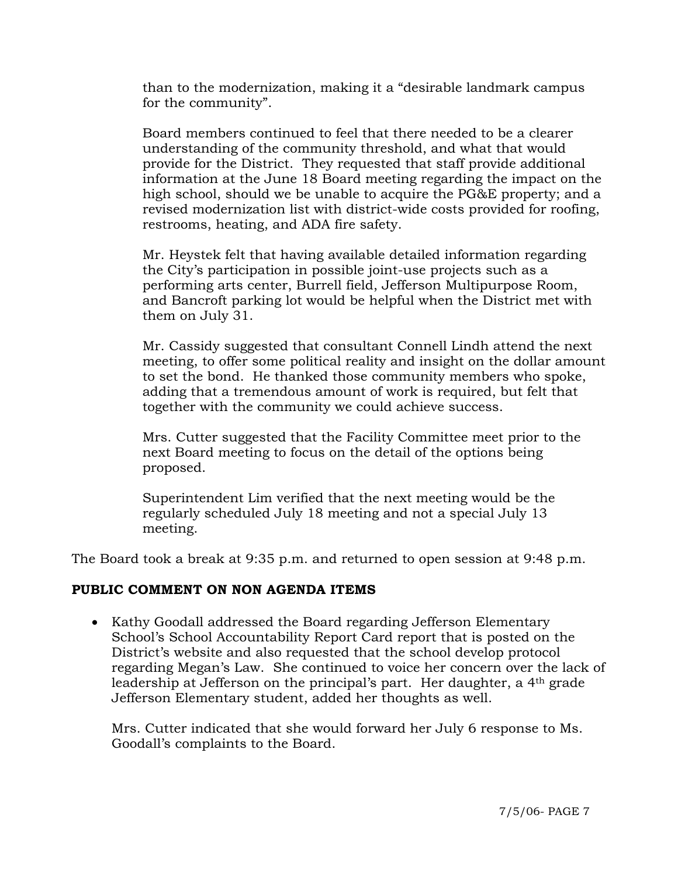than to the modernization, making it a "desirable landmark campus for the community".

Board members continued to feel that there needed to be a clearer understanding of the community threshold, and what that would provide for the District. They requested that staff provide additional information at the June 18 Board meeting regarding the impact on the high school, should we be unable to acquire the PG&E property; and a revised modernization list with district-wide costs provided for roofing, restrooms, heating, and ADA fire safety.

Mr. Heystek felt that having available detailed information regarding the City's participation in possible joint-use projects such as a performing arts center, Burrell field, Jefferson Multipurpose Room, and Bancroft parking lot would be helpful when the District met with them on July 31.

Mr. Cassidy suggested that consultant Connell Lindh attend the next meeting, to offer some political reality and insight on the dollar amount to set the bond. He thanked those community members who spoke, adding that a tremendous amount of work is required, but felt that together with the community we could achieve success.

Mrs. Cutter suggested that the Facility Committee meet prior to the next Board meeting to focus on the detail of the options being proposed.

Superintendent Lim verified that the next meeting would be the regularly scheduled July 18 meeting and not a special July 13 meeting.

The Board took a break at 9:35 p.m. and returned to open session at 9:48 p.m.

**PUBLIC COMMENT ON NON AGENDA ITEMS**

- Kathy Goodall addressed the Board regarding Jefferson Elementary School's School Accountability Report Card report that is posted on the District's website and also requested that the school develop protocol regarding Megan's Law. She continued to voice her concern over the lack of leadership at Jefferson on the principal's part. Her daughter, a 4th grade Jefferson Elementary student, added her thoughts as well.

  Mrs. Cutter indicated that she would forward her July 6 response to Ms. Goodall's complaints to the Board.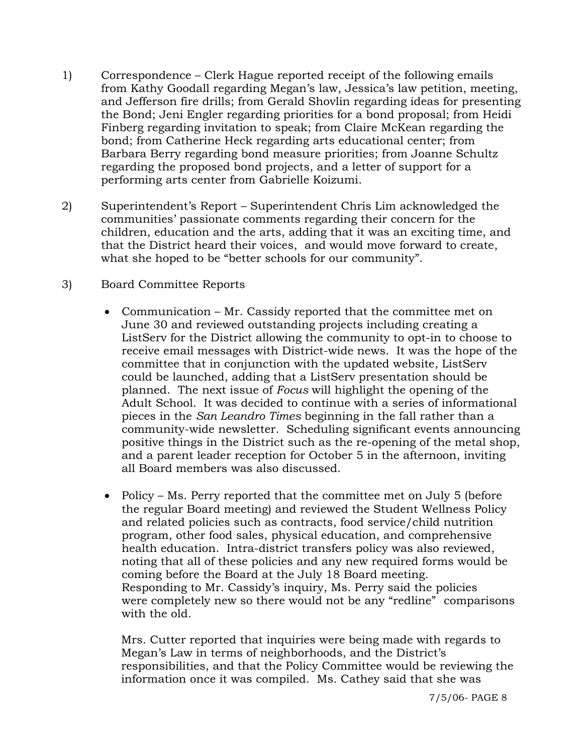1) Correspondence – Clerk Hague reported receipt of the following emails from Kathy Goodall regarding Megan's law, Jessica's law petition, meeting, and Jefferson fire drills; from Gerald Shovlin regarding ideas for presenting the Bond; Jeni Engler regarding priorities for a bond proposal; from Heidi Finberg regarding invitation to speak; from Claire McKean regarding the bond; from Catherine Heck regarding arts educational center; from Barbara Berry regarding bond measure priorities; from Joanne Schultz regarding the proposed bond projects, and a letter of support for a performing arts center from Gabrielle Koizumi.

2) Superintendent's Report – Superintendent Chris Lim acknowledged the communities' passionate comments regarding their concern for the children, education and the arts, adding that it was an exciting time, and that the District heard their voices, and would move forward to create, what she hoped to be "better schools for our community".

3) Board Committee Reports

- Communication – Mr. Cassidy reported that the committee met on June 30 and reviewed outstanding projects including creating a ListServ for the District allowing the community to opt-in to choose to receive email messages with District-wide news. It was the hope of the committee that in conjunction with the updated website, ListServ could be launched, adding that a ListServ presentation should be planned. The next issue of *Focus* will highlight the opening of the Adult School. It was decided to continue with a series of informational pieces in the *San Leandro Times* beginning in the fall rather than a community-wide newsletter. Scheduling significant events announcing positive things in the District such as the re-opening of the metal shop, and a parent leader reception for October 5 in the afternoon, inviting all Board members was also discussed.

- Policy – Ms. Perry reported that the committee met on July 5 (before the regular Board meeting) and reviewed the Student Wellness Policy and related policies such as contracts, food service/child nutrition program, other food sales, physical education, and comprehensive health education. Intra-district transfers policy was also reviewed, noting that all of these policies and any new required forms would be coming before the Board at the July 18 Board meeting. Responding to Mr. Cassidy's inquiry, Ms. Perry said the policies were completely new so there would not be any "redline" comparisons with the old.

  Mrs. Cutter reported that inquiries were being made with regards to Megan's Law in terms of neighborhoods, and the District's responsibilities, and that the Policy Committee would be reviewing the information once it was compiled. Ms. Cathey said that she was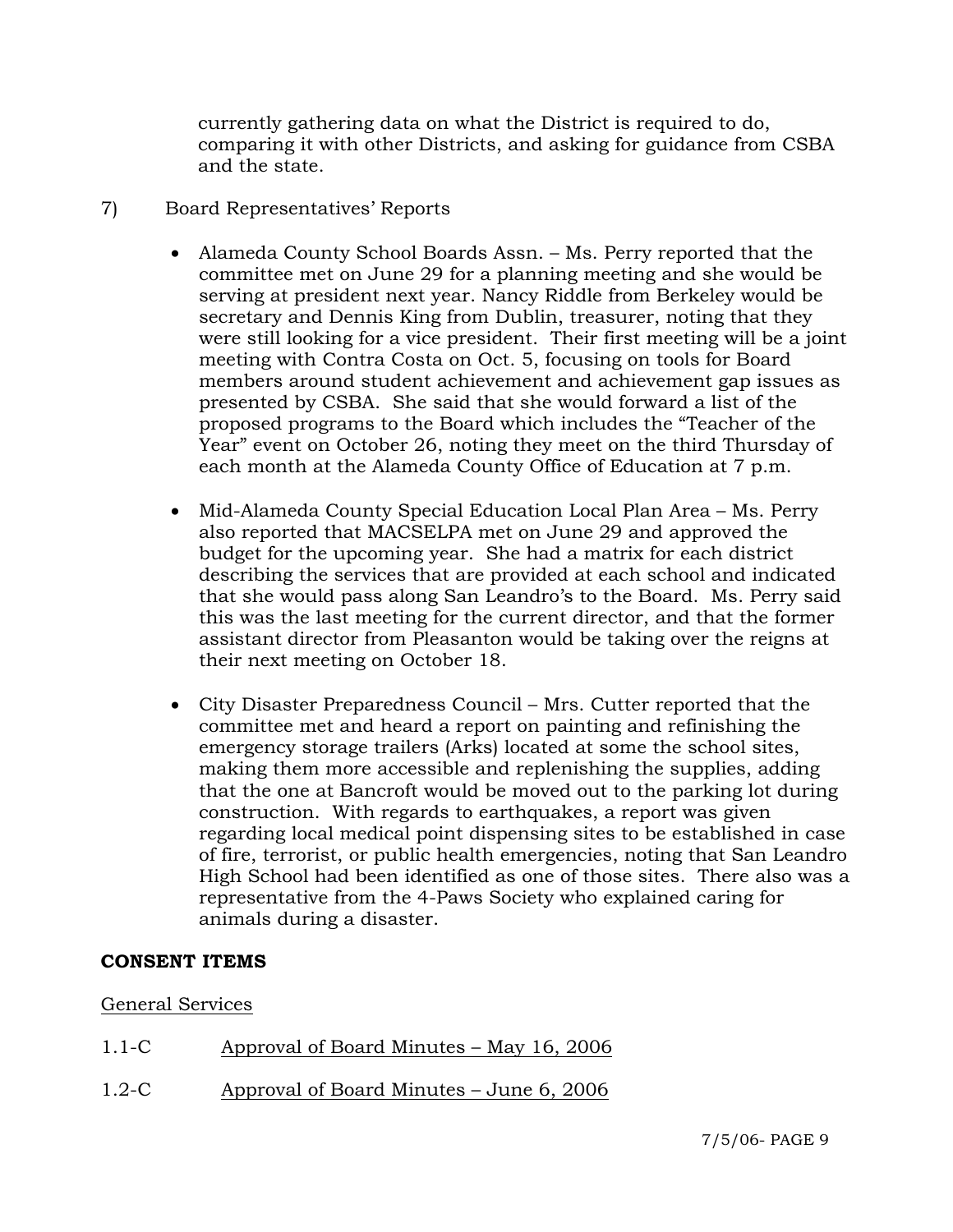currently gathering data on what the District is required to do, comparing it with other Districts, and asking for guidance from CSBA and the state.

7) Board Representatives' Reports

- Alameda County School Boards Assn. – Ms. Perry reported that the committee met on June 29 for a planning meeting and she would be serving at president next year. Nancy Riddle from Berkeley would be secretary and Dennis King from Dublin, treasurer, noting that they were still looking for a vice president. Their first meeting will be a joint meeting with Contra Costa on Oct. 5, focusing on tools for Board members around student achievement and achievement gap issues as presented by CSBA. She said that she would forward a list of the proposed programs to the Board which includes the "Teacher of the Year" event on October 26, noting they meet on the third Thursday of each month at the Alameda County Office of Education at 7 p.m.

- Mid-Alameda County Special Education Local Plan Area – Ms. Perry also reported that MACSELPA met on June 29 and approved the budget for the upcoming year. She had a matrix for each district describing the services that are provided at each school and indicated that she would pass along San Leandro's to the Board. Ms. Perry said this was the last meeting for the current director, and that the former assistant director from Pleasanton would be taking over the reigns at their next meeting on October 18.

- City Disaster Preparedness Council – Mrs. Cutter reported that the committee met and heard a report on painting and refinishing the emergency storage trailers (Arks) located at some the school sites, making them more accessible and replenishing the supplies, adding that the one at Bancroft would be moved out to the parking lot during construction. With regards to earthquakes, a report was given regarding local medical point dispensing sites to be established in case of fire, terrorist, or public health emergencies, noting that San Leandro High School had been identified as one of those sites. There also was a representative from the 4-Paws Society who explained caring for animals during a disaster.

**CONSENT ITEMS**

General Services

1.1-C Approval of Board Minutes – May 16, 2006

1.2-C Approval of Board Minutes – June 6, 2006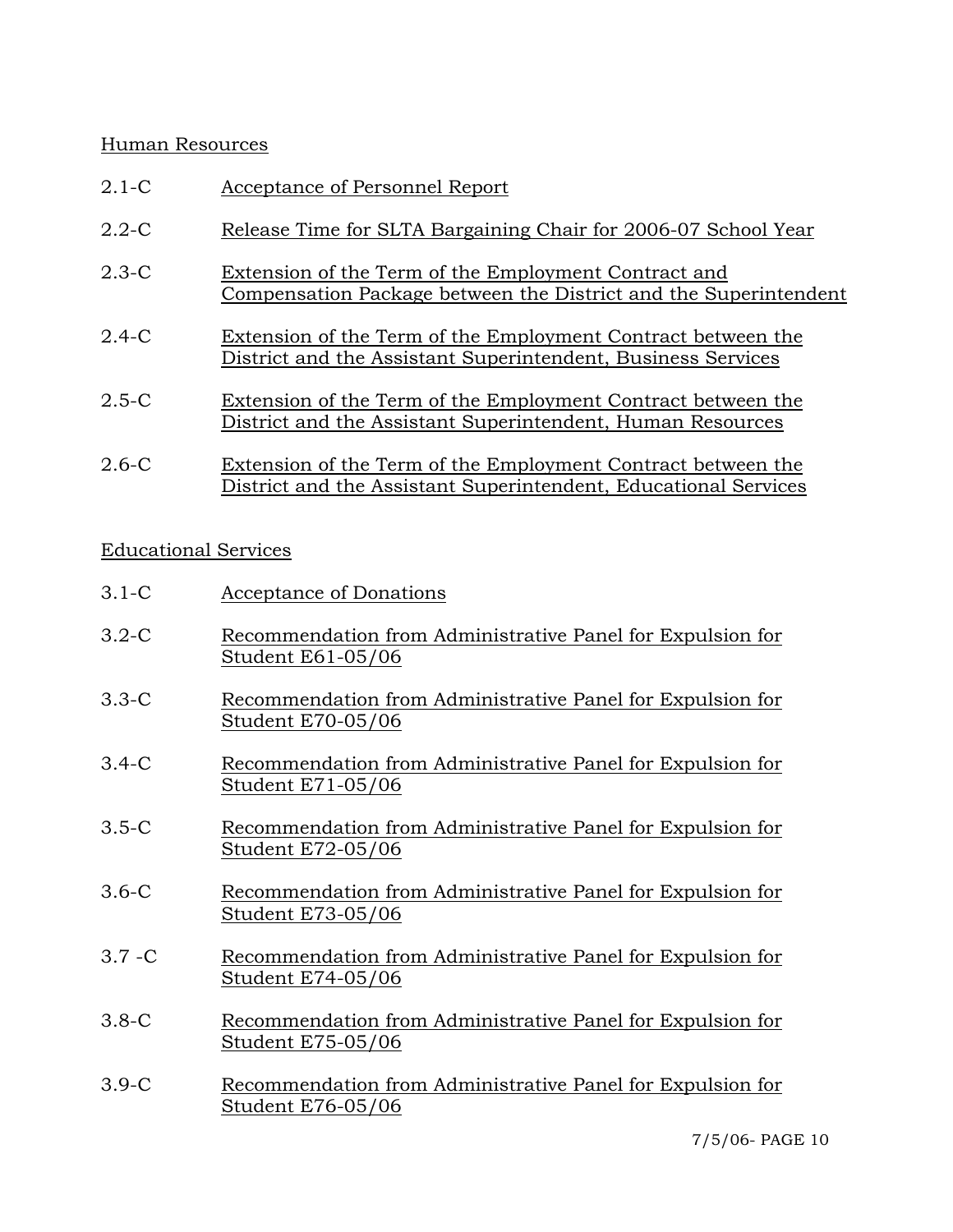Human Resources

2.1-C Acceptance of Personnel Report

2.2-C Release Time for SLTA Bargaining Chair for 2006-07 School Year

2.3-C Extension of the Term of the Employment Contract and Compensation Package between the District and the Superintendent

2.4-C Extension of the Term of the Employment Contract between the District and the Assistant Superintendent, Business Services

2.5-C Extension of the Term of the Employment Contract between the District and the Assistant Superintendent, Human Resources

2.6-C Extension of the Term of the Employment Contract between the District and the Assistant Superintendent, Educational Services

Educational Services

3.1-C Acceptance of Donations

3.2-C Recommendation from Administrative Panel for Expulsion for Student E61-05/06

3.3-C Recommendation from Administrative Panel for Expulsion for Student E70-05/06

3.4-C Recommendation from Administrative Panel for Expulsion for Student E71-05/06

3.5-C Recommendation from Administrative Panel for Expulsion for Student E72-05/06

3.6-C Recommendation from Administrative Panel for Expulsion for Student E73-05/06

3.7 -C Recommendation from Administrative Panel for Expulsion for Student E74-05/06

3.8-C Recommendation from Administrative Panel for Expulsion for Student E75-05/06

3.9-C Recommendation from Administrative Panel for Expulsion for Student E76-05/06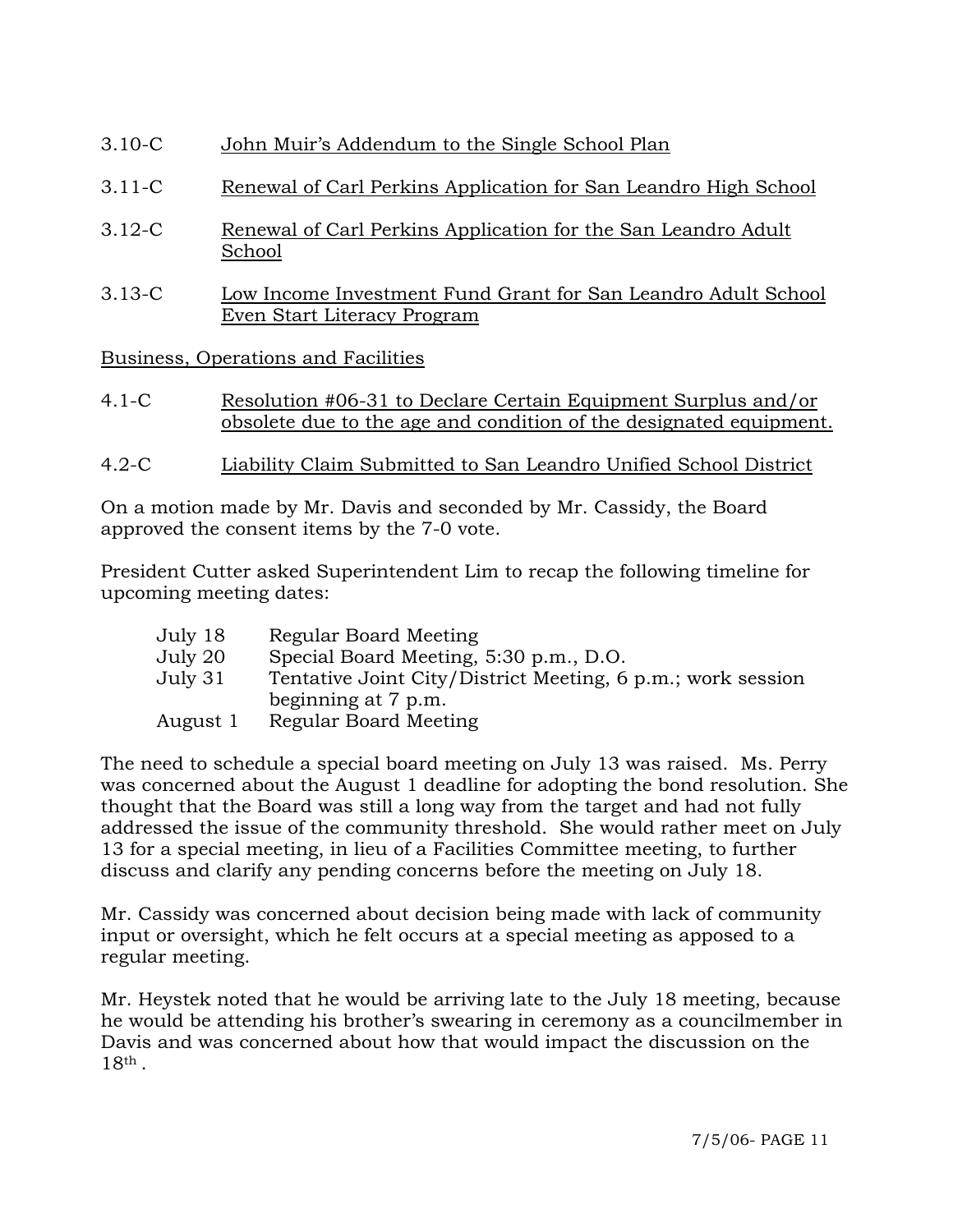3.10-C John Muir's Addendum to the Single School Plan

3.11-C Renewal of Carl Perkins Application for San Leandro High School

3.12-C Renewal of Carl Perkins Application for the San Leandro Adult School

3.13-C Low Income Investment Fund Grant for San Leandro Adult School Even Start Literacy Program

Business, Operations and Facilities

4.1-C Resolution #06-31 to Declare Certain Equipment Surplus and/or obsolete due to the age and condition of the designated equipment.

4.2-C Liability Claim Submitted to San Leandro Unified School District

On a motion made by Mr. Davis and seconded by Mr. Cassidy, the Board approved the consent items by the 7-0 vote.

President Cutter asked Superintendent Lim to recap the following timeline for upcoming meeting dates:

| | |
|---|---|
| July 18 | Regular Board Meeting |
| July 20 | Special Board Meeting, 5:30 p.m., D.O. |
| July 31 | Tentative Joint City/District Meeting, 6 p.m.; work session beginning at 7 p.m. |
| August 1 | Regular Board Meeting |

The need to schedule a special board meeting on July 13 was raised. Ms. Perry was concerned about the August 1 deadline for adopting the bond resolution. She thought that the Board was still a long way from the target and had not fully addressed the issue of the community threshold. She would rather meet on July 13 for a special meeting, in lieu of a Facilities Committee meeting, to further discuss and clarify any pending concerns before the meeting on July 18.

Mr. Cassidy was concerned about decision being made with lack of community input or oversight, which he felt occurs at a special meeting as apposed to a regular meeting.

Mr. Heystek noted that he would be arriving late to the July 18 meeting, because he would be attending his brother's swearing in ceremony as a councilmember in Davis and was concerned about how that would impact the discussion on the 18th .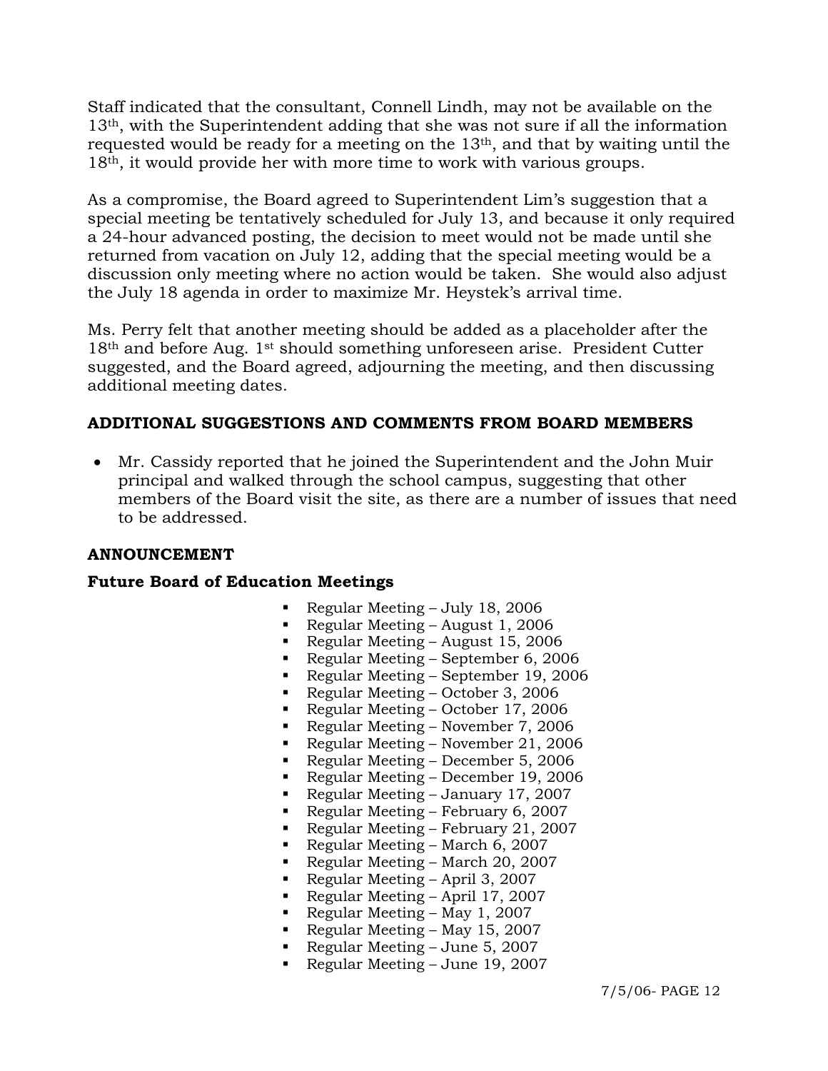Staff indicated that the consultant, Connell Lindh, may not be available on the 13th, with the Superintendent adding that she was not sure if all the information requested would be ready for a meeting on the 13th, and that by waiting until the 18th, it would provide her with more time to work with various groups.

As a compromise, the Board agreed to Superintendent Lim's suggestion that a special meeting be tentatively scheduled for July 13, and because it only required a 24-hour advanced posting, the decision to meet would not be made until she returned from vacation on July 12, adding that the special meeting would be a discussion only meeting where no action would be taken. She would also adjust the July 18 agenda in order to maximize Mr. Heystek's arrival time.

Ms. Perry felt that another meeting should be added as a placeholder after the 18th and before Aug. 1st should something unforeseen arise. President Cutter suggested, and the Board agreed, adjourning the meeting, and then discussing additional meeting dates.

## ADDITIONAL SUGGESTIONS AND COMMENTS FROM BOARD MEMBERS

- Mr. Cassidy reported that he joined the Superintendent and the John Muir principal and walked through the school campus, suggesting that other members of the Board visit the site, as there are a number of issues that need to be addressed.

## ANNOUNCEMENT

### Future Board of Education Meetings

- Regular Meeting – July 18, 2006
- Regular Meeting – August 1, 2006
- Regular Meeting – August 15, 2006
- Regular Meeting – September 6, 2006
- Regular Meeting – September 19, 2006
- Regular Meeting – October 3, 2006
- Regular Meeting – October 17, 2006
- Regular Meeting – November 7, 2006
- Regular Meeting – November 21, 2006
- Regular Meeting – December 5, 2006
- Regular Meeting – December 19, 2006
- Regular Meeting – January 17, 2007
- Regular Meeting – February 6, 2007
- Regular Meeting – February 21, 2007
- Regular Meeting – March 6, 2007
- Regular Meeting – March 20, 2007
- Regular Meeting – April 3, 2007
- Regular Meeting – April 17, 2007
- Regular Meeting – May 1, 2007
- Regular Meeting – May 15, 2007
- Regular Meeting – June 5, 2007
- Regular Meeting – June 19, 2007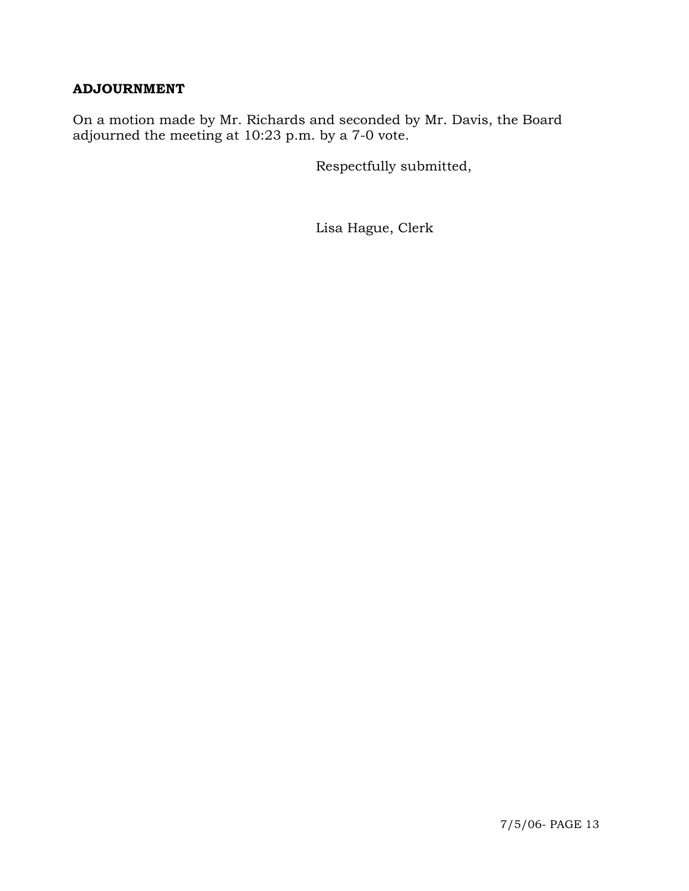**ADJOURNMENT**

On a motion made by Mr. Richards and seconded by Mr. Davis, the Board adjourned the meeting at 10:23 p.m. by a 7-0 vote.

Respectfully submitted,

Lisa Hague, Clerk